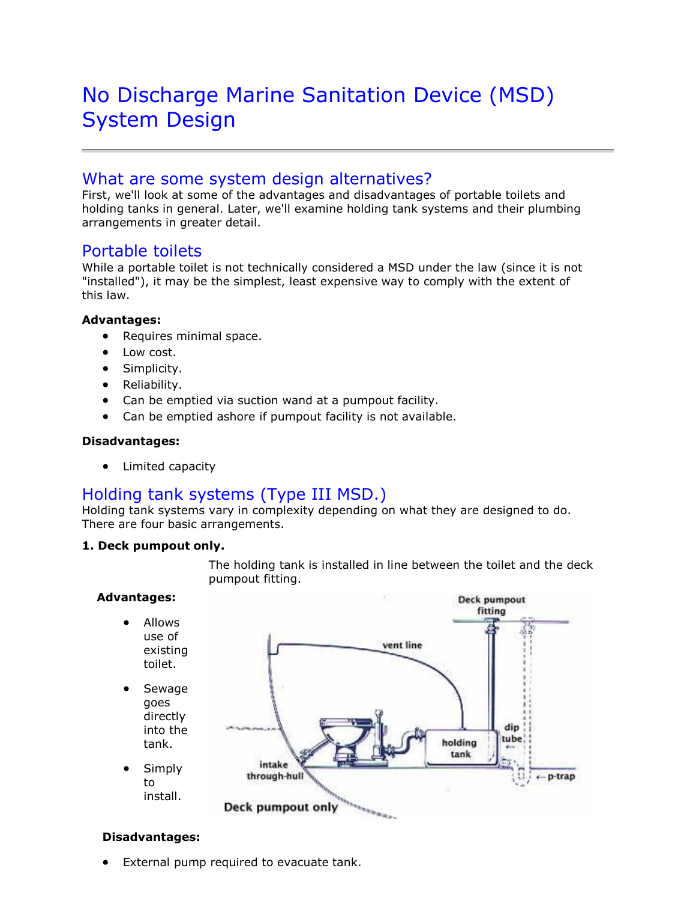# No Discharge Marine Sanitation Device (MSD) System Design

## What are some system design alternatives?

First, we'll look at some of the advantages and disadvantages of portable toilets and holding tanks in general. Later, we'll examine holding tank systems and their plumbing arrangements in greater detail.

## Portable toilets

While a portable toilet is not technically considered a MSD under the law (since it is not "installed"), it may be the simplest, least expensive way to comply with the extent of this law.

**Advantages:**

- Requires minimal space.
- Low cost.
- Simplicity.
- Reliability.
- Can be emptied via suction wand at a pumpout facility.
- Can be emptied ashore if pumpout facility is not available.

**Disadvantages:**

- Limited capacity

## Holding tank systems (Type III MSD.)

Holding tank systems vary in complexity depending on what they are designed to do. There are four basic arrangements.

**1. Deck pumpout only.**

The holding tank is installed in line between the toilet and the deck pumpout fitting.

**Advantages:**

- Allows use of existing toilet.
- Sewage goes directly into the tank.
- Simply to install.

**Disadvantages:**

- External pump required to evacuate tank.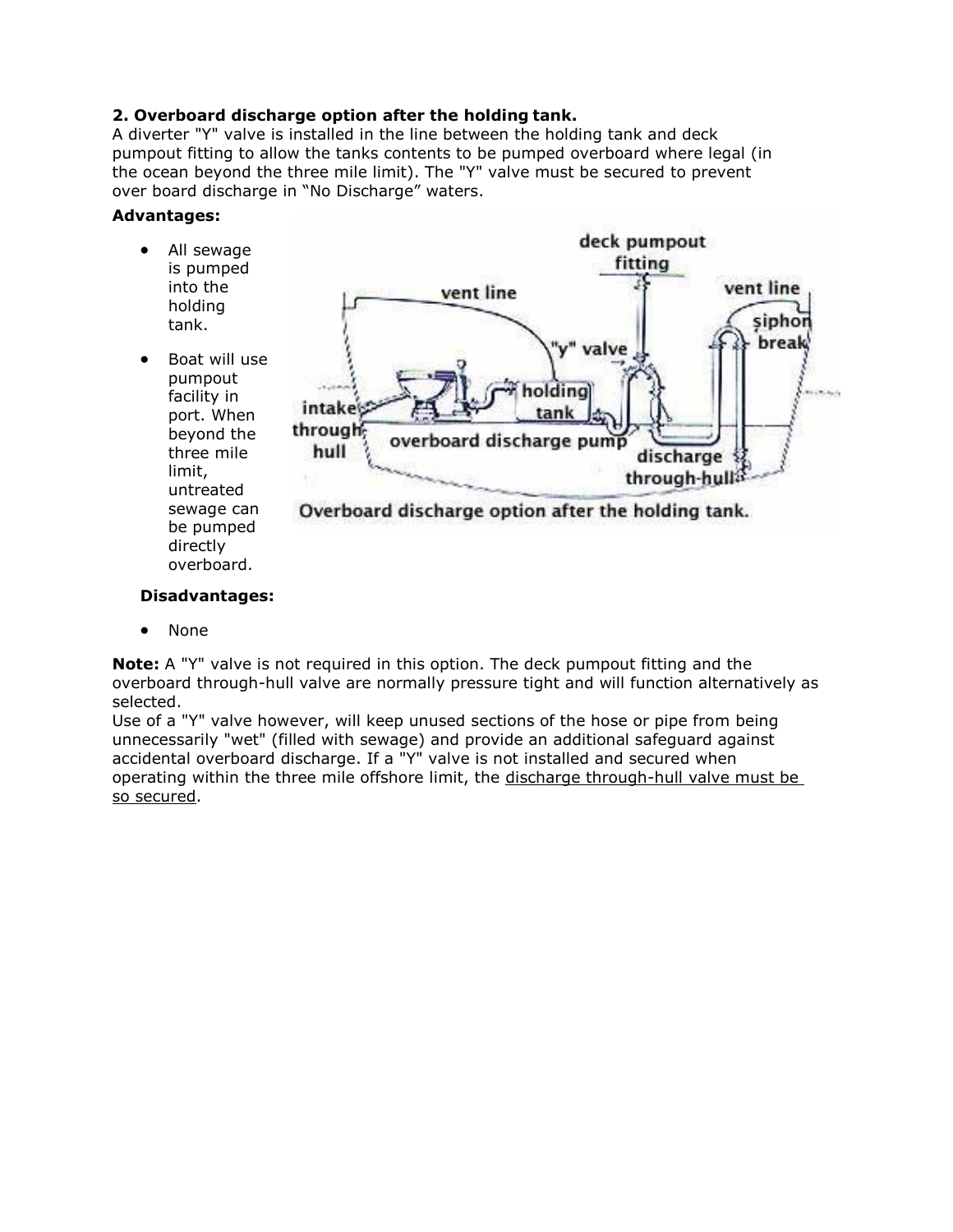**2. Overboard discharge option after the holding tank.**
A diverter "Y" valve is installed in the line between the holding tank and deck pumpout fitting to allow the tanks contents to be pumped overboard where legal (in the ocean beyond the three mile limit). The "Y" valve must be secured to prevent over board discharge in "No Discharge" waters.

**Advantages:**

- All sewage is pumped into the holding tank.
- Boat will use pumpout facility in port. When beyond the three mile limit, untreated sewage can be pumped directly overboard.

Overboard discharge option after the holding tank.

**Disadvantages:**

- None

**Note:** A "Y" valve is not required in this option. The deck pumpout fitting and the overboard through-hull valve are normally pressure tight and will function alternatively as selected.
Use of a "Y" valve however, will keep unused sections of the hose or pipe from being unnecessarily "wet" (filled with sewage) and provide an additional safeguard against accidental overboard discharge. If a "Y" valve is not installed and secured when operating within the three mile offshore limit, the discharge through-hull valve must be so secured.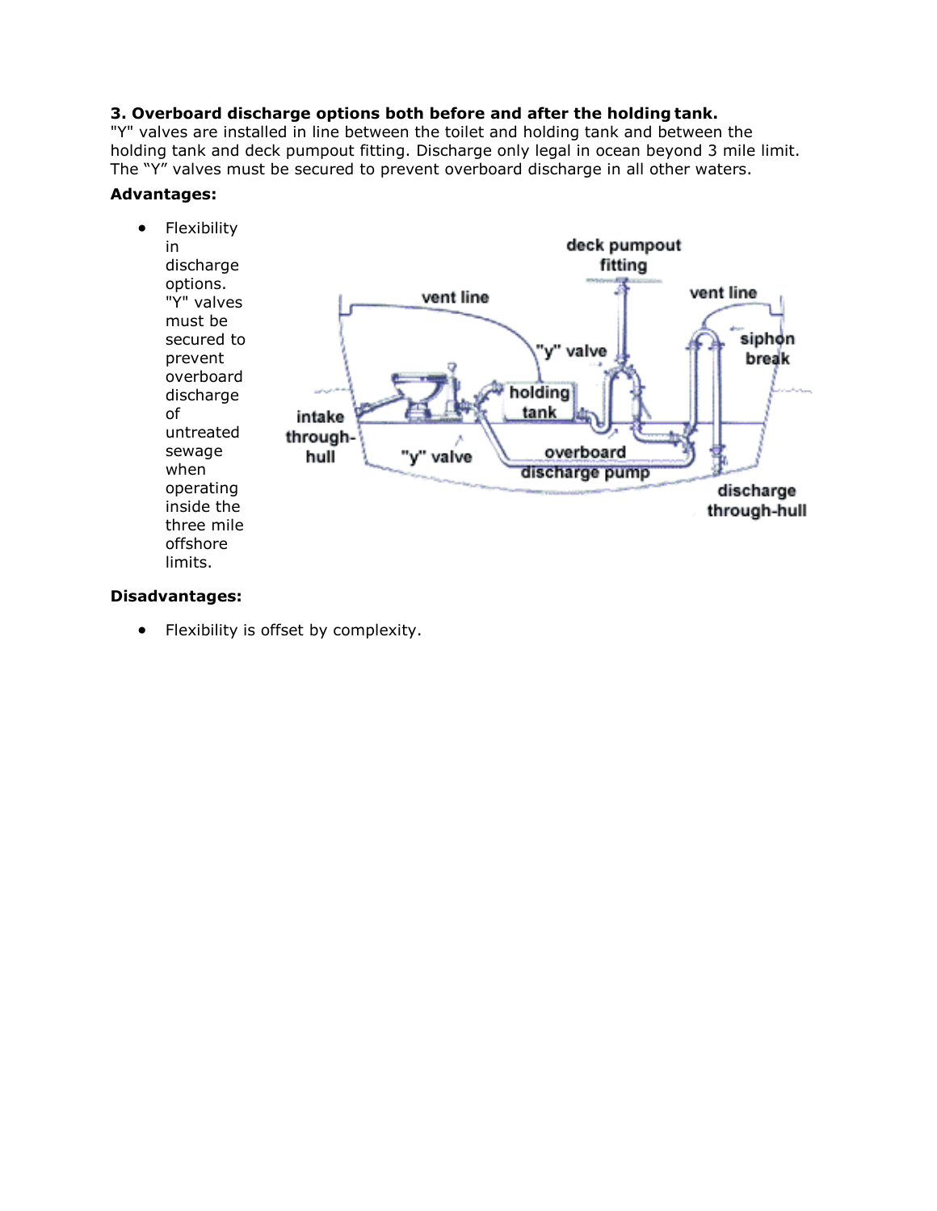**3. Overboard discharge options both before and after the holding tank.**
"Y" valves are installed in line between the toilet and holding tank and between the holding tank and deck pumpout fitting. Discharge only legal in ocean beyond 3 mile limit. The "Y" valves must be secured to prevent overboard discharge in all other waters.

**Advantages:**

- Flexibility in discharge options. "Y" valves must be secured to prevent overboard discharge of untreated sewage when operating inside the three mile offshore limits.

**Disadvantages:**

- Flexibility is offset by complexity.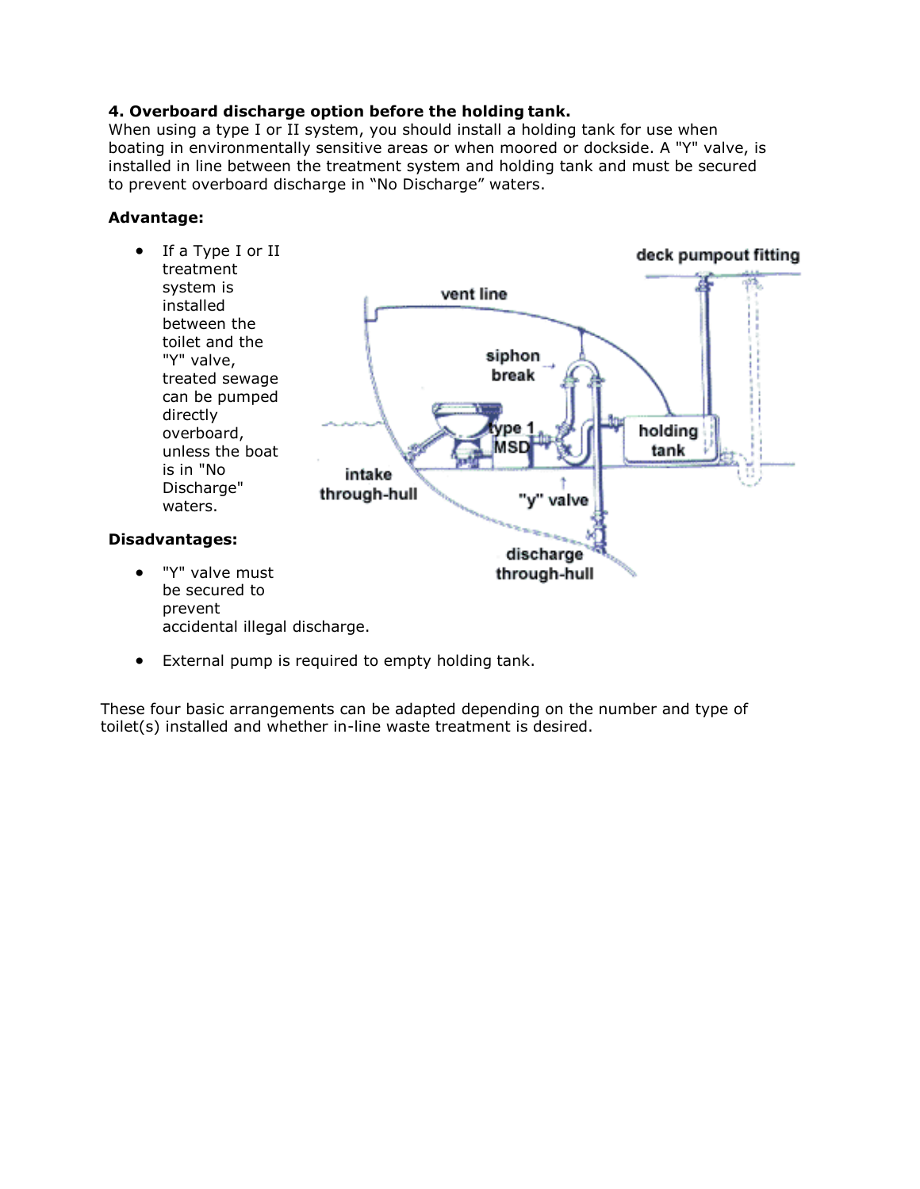**4. Overboard discharge option before the holding tank.**
When using a type I or II system, you should install a holding tank for use when boating in environmentally sensitive areas or when moored or dockside. A "Y" valve, is installed in line between the treatment system and holding tank and must be secured to prevent overboard discharge in "No Discharge" waters.

**Advantage:**

- If a Type I or II treatment system is installed between the toilet and the "Y" valve, treated sewage can be pumped directly overboard, unless the boat is in "No Discharge" waters.

deck pumpout fitting
vent line
siphon break
type 1 MSD
holding tank
intake through-hull
"y" valve
discharge through-hull

**Disadvantages:**

- "Y" valve must be secured to prevent accidental illegal discharge.
- External pump is required to empty holding tank.

These four basic arrangements can be adapted depending on the number and type of toilet(s) installed and whether in-line waste treatment is desired.